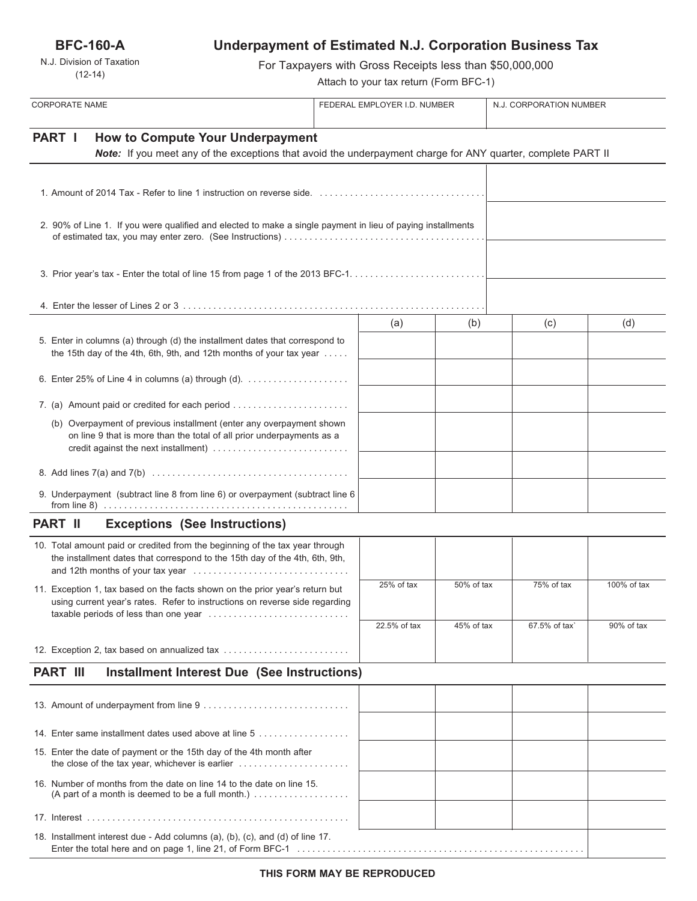**BFC-160-A**

N.J. Division of Taxation
(12-14)

# Underpayment of Estimated N.J. Corporation Business Tax

For Taxpayers with Gross Receipts less than $50,000,000

Attach to your tax return (Form BFC-1)

| CORPORATE NAME | FEDERAL EMPLOYER I.D. NUMBER | N.J. CORPORATION NUMBER |
|---|---|---|
| | | |

## PART I How to Compute Your Underpayment

***Note:*** *If you meet any of the exceptions that avoid the underpayment charge for ANY quarter, complete PART II*

| | |
|---|---|
| 1. Amount of 2014 Tax - Refer to line 1 instruction on reverse side. | |
| 2. 90% of Line 1. If you were qualified and elected to make a single payment in lieu of paying installments of estimated tax, you may enter zero. (See Instructions) | |
| 3. Prior year's tax - Enter the total of line 15 from page 1 of the 2013 BFC-1. | |
| 4. Enter the lesser of Lines 2 or 3 | |

| | (a) | (b) | (c) | (d) |
|---|---|---|---|---|
| 5. Enter in columns (a) through (d) the installment dates that correspond to the 15th day of the 4th, 6th, 9th, and 12th months of your tax year | | | | |
| 6. Enter 25% of Line 4 in columns (a) through (d). | | | | |
| 7. (a) Amount paid or credited for each period | | | | |
| (b) Overpayment of previous installment (enter any overpayment shown on line 9 that is more than the total of all prior underpayments as a credit against the next installment) | | | | |
| 8. Add lines 7(a) and 7(b) | | | | |
| 9. Underpayment (subtract line 8 from line 6) or overpayment (subtract line 6 from line 8) | | | | |

## PART II Exceptions (See Instructions)

| | | | | |
|---|---|---|---|---|
| 10. Total amount paid or credited from the beginning of the tax year through the installment dates that correspond to the 15th day of the 4th, 6th, 9th, and 12th months of your tax year | | | | |
| 11. Exception 1, tax based on the facts shown on the prior year's return but using current year's rates. Refer to instructions on reverse side regarding taxable periods of less than one year | 25% of tax | 50% of tax | 75% of tax | 100% of tax |
| 12. Exception 2, tax based on annualized tax | 22.5% of tax | 45% of tax | 67.5% of tax` | 90% of tax |

## PART III Installment Interest Due (See Instructions)

| | | | | |
|---|---|---|---|---|
| 13. Amount of underpayment from line 9 | | | | |
| 14. Enter same installment dates used above at line 5 | | | | |
| 15. Enter the date of payment or the 15th day of the 4th month after the close of the tax year, whichever is earlier | | | | |
| 16. Number of months from the date on line 14 to the date on line 15. (A part of a month is deemed to be a full month.) | | | | |
| 17. Interest | | | | |
| 18. Installment interest due - Add columns (a), (b), (c), and (d) of line 17. Enter the total here and on page 1, line 21, of Form BFC-1 | | | | |

**THIS FORM MAY BE REPRODUCED**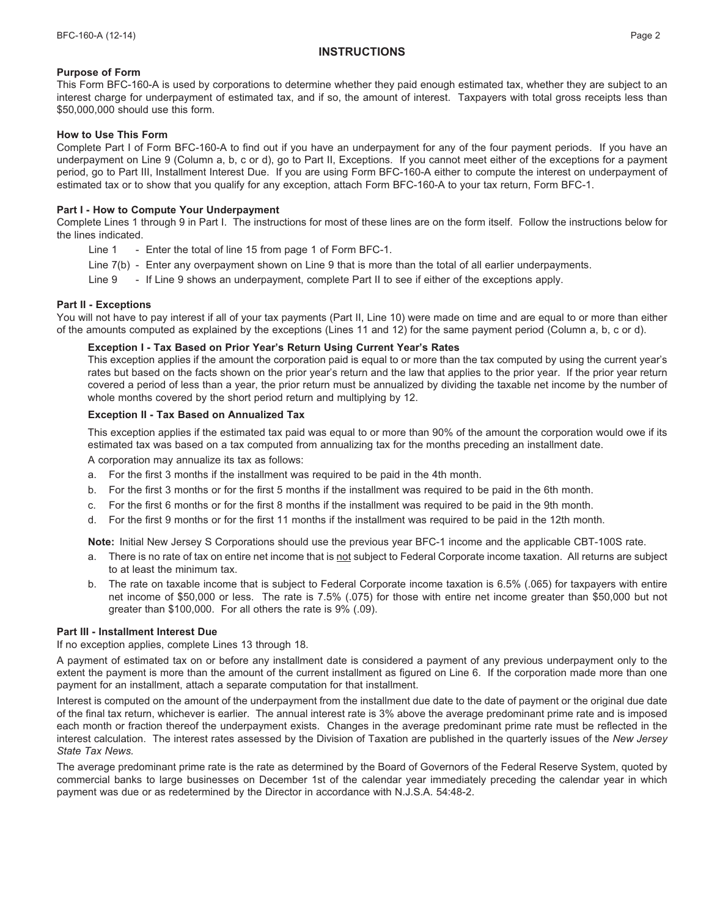# INSTRUCTIONS

### Purpose of Form

This Form BFC-160-A is used by corporations to determine whether they paid enough estimated tax, whether they are subject to an interest charge for underpayment of estimated tax, and if so, the amount of interest. Taxpayers with total gross receipts less than $50,000,000 should use this form.

### How to Use This Form

Complete Part I of Form BFC-160-A to find out if you have an underpayment for any of the four payment periods. If you have an underpayment on Line 9 (Column a, b, c or d), go to Part II, Exceptions. If you cannot meet either of the exceptions for a payment period, go to Part III, Installment Interest Due. If you are using Form BFC-160-A either to compute the interest on underpayment of estimated tax or to show that you qualify for any exception, attach Form BFC-160-A to your tax return, Form BFC-1.

### Part I - How to Compute Your Underpayment

Complete Lines 1 through 9 in Part I. The instructions for most of these lines are on the form itself. Follow the instructions below for the lines indicated.

- Line 1 - Enter the total of line 15 from page 1 of Form BFC-1.
- Line 7(b) - Enter any overpayment shown on Line 9 that is more than the total of all earlier underpayments.
- Line 9 - If Line 9 shows an underpayment, complete Part II to see if either of the exceptions apply.

### Part II - Exceptions

You will not have to pay interest if all of your tax payments (Part II, Line 10) were made on time and are equal to or more than either of the amounts computed as explained by the exceptions (Lines 11 and 12) for the same payment period (Column a, b, c or d).

**Exception I - Tax Based on Prior Year's Return Using Current Year's Rates**

This exception applies if the amount the corporation paid is equal to or more than the tax computed by using the current year's rates but based on the facts shown on the prior year's return and the law that applies to the prior year. If the prior year return covered a period of less than a year, the prior return must be annualized by dividing the taxable net income by the number of whole months covered by the short period return and multiplying by 12.

**Exception II - Tax Based on Annualized Tax**

This exception applies if the estimated tax paid was equal to or more than 90% of the amount the corporation would owe if its estimated tax was based on a tax computed from annualizing tax for the months preceding an installment date.

A corporation may annualize its tax as follows:

a. For the first 3 months if the installment was required to be paid in the 4th month.
b. For the first 3 months or for the first 5 months if the installment was required to be paid in the 6th month.
c. For the first 6 months or for the first 8 months if the installment was required to be paid in the 9th month.
d. For the first 9 months or for the first 11 months if the installment was required to be paid in the 12th month.

**Note:** Initial New Jersey S Corporations should use the previous year BFC-1 income and the applicable CBT-100S rate.

a. There is no rate of tax on entire net income that is not subject to Federal Corporate income taxation. All returns are subject to at least the minimum tax.
b. The rate on taxable income that is subject to Federal Corporate income taxation is 6.5% (.065) for taxpayers with entire net income of $50,000 or less. The rate is 7.5% (.075) for those with entire net income greater than $50,000 but not greater than $100,000. For all others the rate is 9% (.09).

### Part III - Installment Interest Due

If no exception applies, complete Lines 13 through 18.

A payment of estimated tax on or before any installment date is considered a payment of any previous underpayment only to the extent the payment is more than the amount of the current installment as figured on Line 6. If the corporation made more than one payment for an installment, attach a separate computation for that installment.

Interest is computed on the amount of the underpayment from the installment due date to the date of payment or the original due date of the final tax return, whichever is earlier. The annual interest rate is 3% above the average predominant prime rate and is imposed each month or fraction thereof the underpayment exists. Changes in the average predominant prime rate must be reflected in the interest calculation. The interest rates assessed by the Division of Taxation are published in the quarterly issues of the *New Jersey State Tax News.*

The average predominant prime rate is the rate as determined by the Board of Governors of the Federal Reserve System, quoted by commercial banks to large businesses on December 1st of the calendar year immediately preceding the calendar year in which payment was due or as redetermined by the Director in accordance with N.J.S.A. 54:48-2.